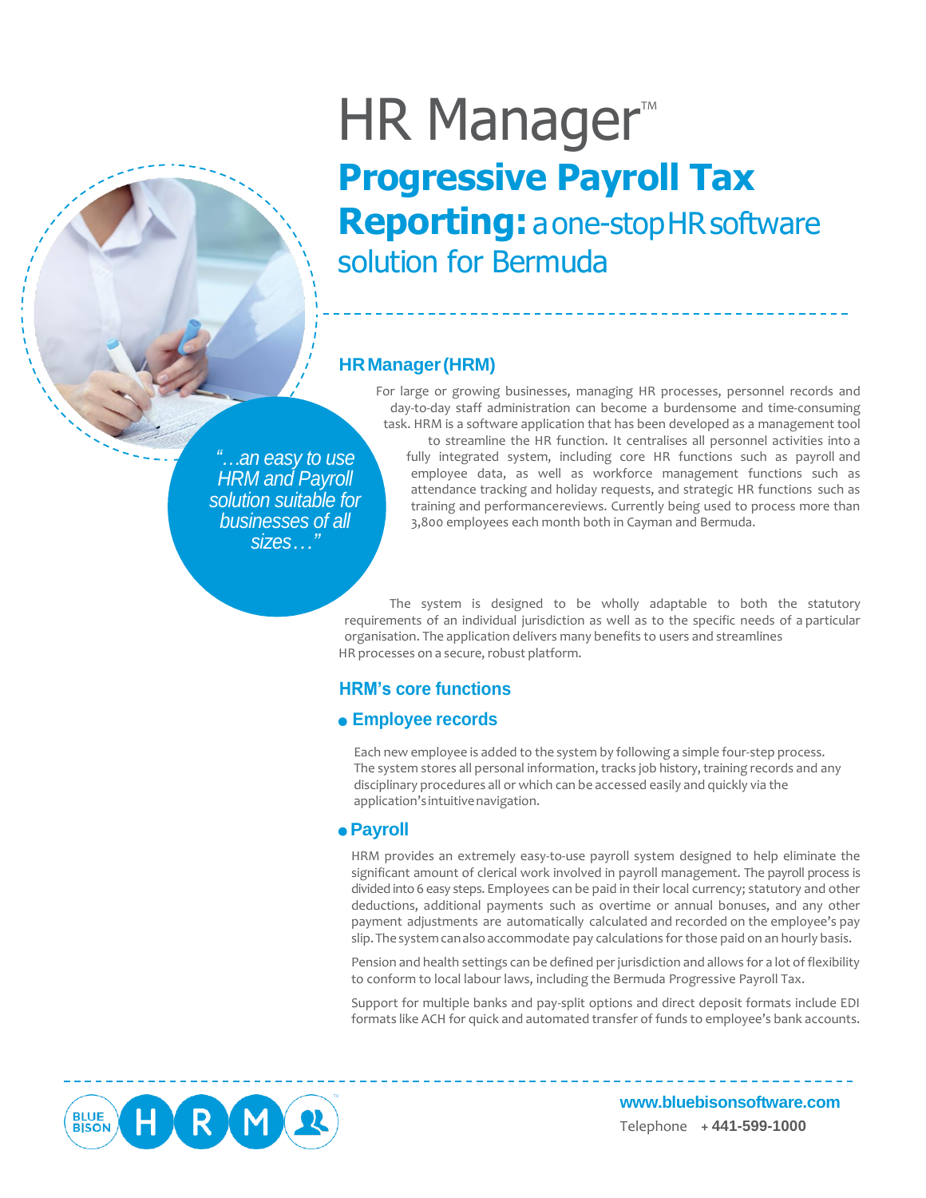# HR Manager™

## Progressive Payroll Tax Reporting: a one-stop HR software solution for Bermuda

### HR Manager (HRM)

For large or growing businesses, managing HR processes, personnel records and day-to-day staff administration can become a burdensome and time-consuming task. HRM is a software application that has been developed as a management tool to streamline the HR function. It centralises all personnel activities into a fully integrated system, including core HR functions such as payroll and employee data, as well as workforce management functions such as attendance tracking and holiday requests, and strategic HR functions such as training and performancereviews. Currently being used to process more than 3,800 employees each month both in Cayman and Bermuda.

*"…an easy to use HRM and Payroll solution suitable for businesses of all sizes…"*

The system is designed to be wholly adaptable to both the statutory requirements of an individual jurisdiction as well as to the specific needs of a particular organisation. The application delivers many benefits to users and streamlines HR processes on a secure, robust platform.

### HRM's core functions

#### Employee records

Each new employee is added to the system by following a simple four-step process. The system stores all personal information, tracks job history, training records and any disciplinary procedures all or which can be accessed easily and quickly via the application's intuitive navigation.

#### Payroll

HRM provides an extremely easy-to-use payroll system designed to help eliminate the significant amount of clerical work involved in payroll management. The payroll process is divided into 6 easy steps. Employees can be paid in their local currency; statutory and other deductions, additional payments such as overtime or annual bonuses, and any other payment adjustments are automatically calculated and recorded on the employee's pay slip. The system can also accommodate pay calculations for those paid on an hourly basis.

Pension and health settings can be defined per jurisdiction and allows for a lot of flexibility to conform to local labour laws, including the Bermuda Progressive Payroll Tax.

Support for multiple banks and pay-split options and direct deposit formats include EDI formats like ACH for quick and automated transfer of funds to employee's bank accounts.

BLUE BISON HRM™

www.bluebisonsoftware.com

Telephone + 441-599-1000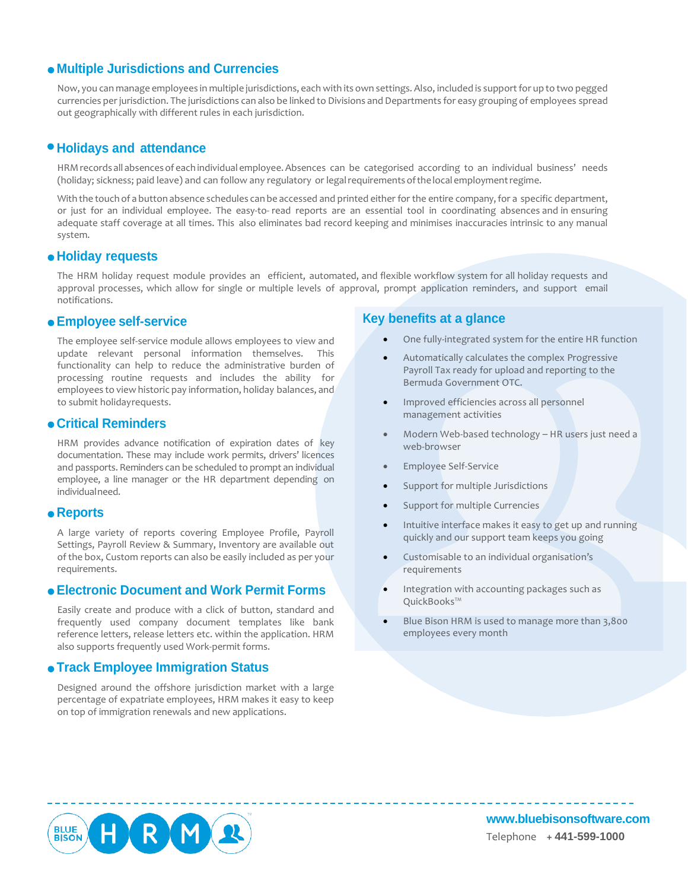## Multiple Jurisdictions and Currencies

Now, you can manage employees in multiple jurisdictions, each with its own settings. Also, included is support for up to two pegged currencies per jurisdiction. The jurisdictions can also be linked to Divisions and Departments for easy grouping of employees spread out geographically with different rules in each jurisdiction.

## Holidays and attendance

HRM records all absences of each individual employee. Absences can be categorised according to an individual business' needs (holiday; sickness; paid leave) and can follow any regulatory or legal requirements of the local employment regime.

With the touch of a button absence schedules can be accessed and printed either for the entire company, for a specific department, or just for an individual employee. The easy-to- read reports are an essential tool in coordinating absences and in ensuring adequate staff coverage at all times. This also eliminates bad record keeping and minimises inaccuracies intrinsic to any manual system.

## Holiday requests

The HRM holiday request module provides an efficient, automated, and flexible workflow system for all holiday requests and approval processes, which allow for single or multiple levels of approval, prompt application reminders, and support email notifications.

## Employee self-service

The employee self-service module allows employees to view and update relevant personal information themselves. This functionality can help to reduce the administrative burden of processing routine requests and includes the ability for employees to view historic pay information, holiday balances, and to submit holidayrequests.

## Critical Reminders

HRM provides advance notification of expiration dates of key documentation. These may include work permits, drivers' licences and passports. Reminders can be scheduled to prompt an individual employee, a line manager or the HR department depending on individualneed.

## Reports

A large variety of reports covering Employee Profile, Payroll Settings, Payroll Review & Summary, Inventory are available out of the box, Custom reports can also be easily included as per your requirements.

## Electronic Document and Work Permit Forms

Easily create and produce with a click of button, standard and frequently used company document templates like bank reference letters, release letters etc. within the application. HRM also supports frequently used Work-permit forms.

## Track Employee Immigration Status

Designed around the offshore jurisdiction market with a large percentage of expatriate employees, HRM makes it easy to keep on top of immigration renewals and new applications.

## Key benefits at a glance

- One fully-integrated system for the entire HR function
- Automatically calculates the complex Progressive Payroll Tax ready for upload and reporting to the Bermuda Government OTC.
- Improved efficiencies across all personnel management activities
- Modern Web-based technology – HR users just need a web-browser
- Employee Self-Service
- Support for multiple Jurisdictions
- Support for multiple Currencies
- Intuitive interface makes it easy to get up and running quickly and our support team keeps you going
- Customisable to an individual organisation's requirements
- Integration with accounting packages such as QuickBooks™
- Blue Bison HRM is used to manage more than 3,800 employees every month

BLUE BISON HRM™

www.bluebisonsoftware.com

Telephone + 441-599-1000